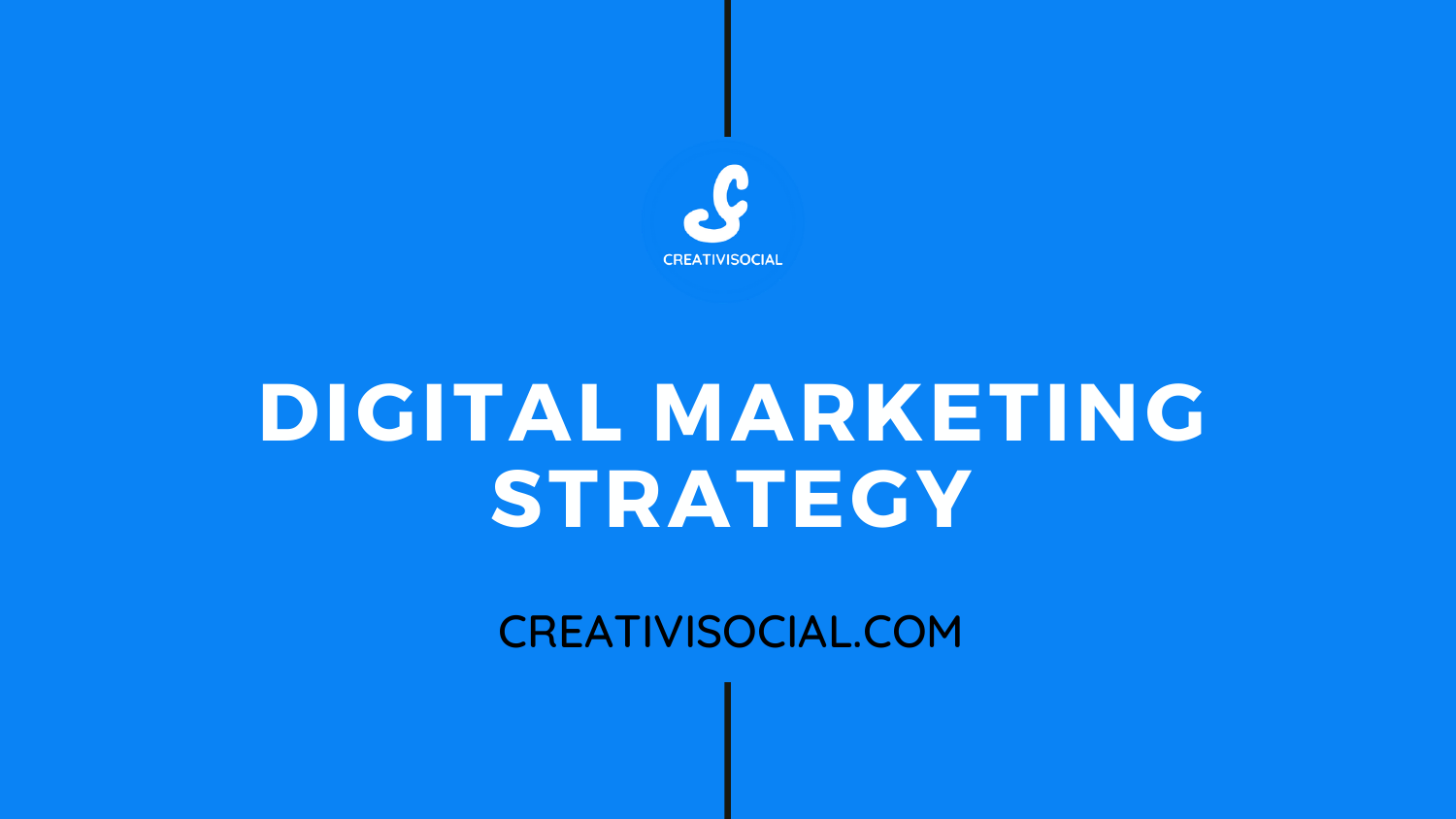CREATIVISOCIAL

# DIGITAL MARKETING STRATEGY

CREATIVISOCIAL.COM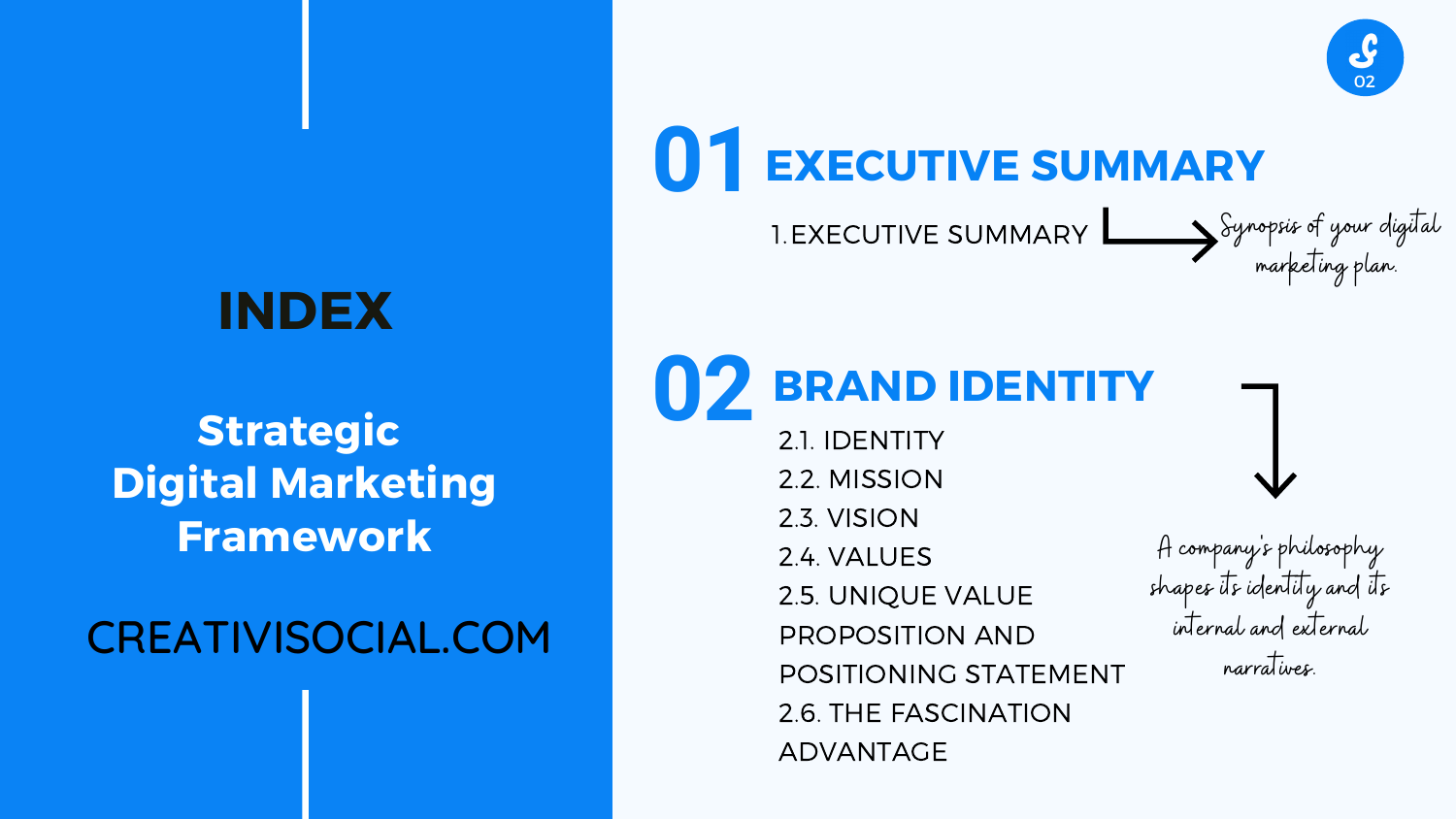# INDEX

**Strategic Digital Marketing Framework**

CREATIVISOCIAL.COM

## 01 EXECUTIVE SUMMARY

1. EXECUTIVE SUMMARY

*Synopsis of your digital marketing plan.*

## 02 BRAND IDENTITY

2.1. IDENTITY
2.2. MISSION
2.3. VISION
2.4. VALUES
2.5. UNIQUE VALUE PROPOSITION AND POSITIONING STATEMENT
2.6. THE FASCINATION ADVANTAGE

*A company's philosophy shapes its identity and its internal and external narratives.*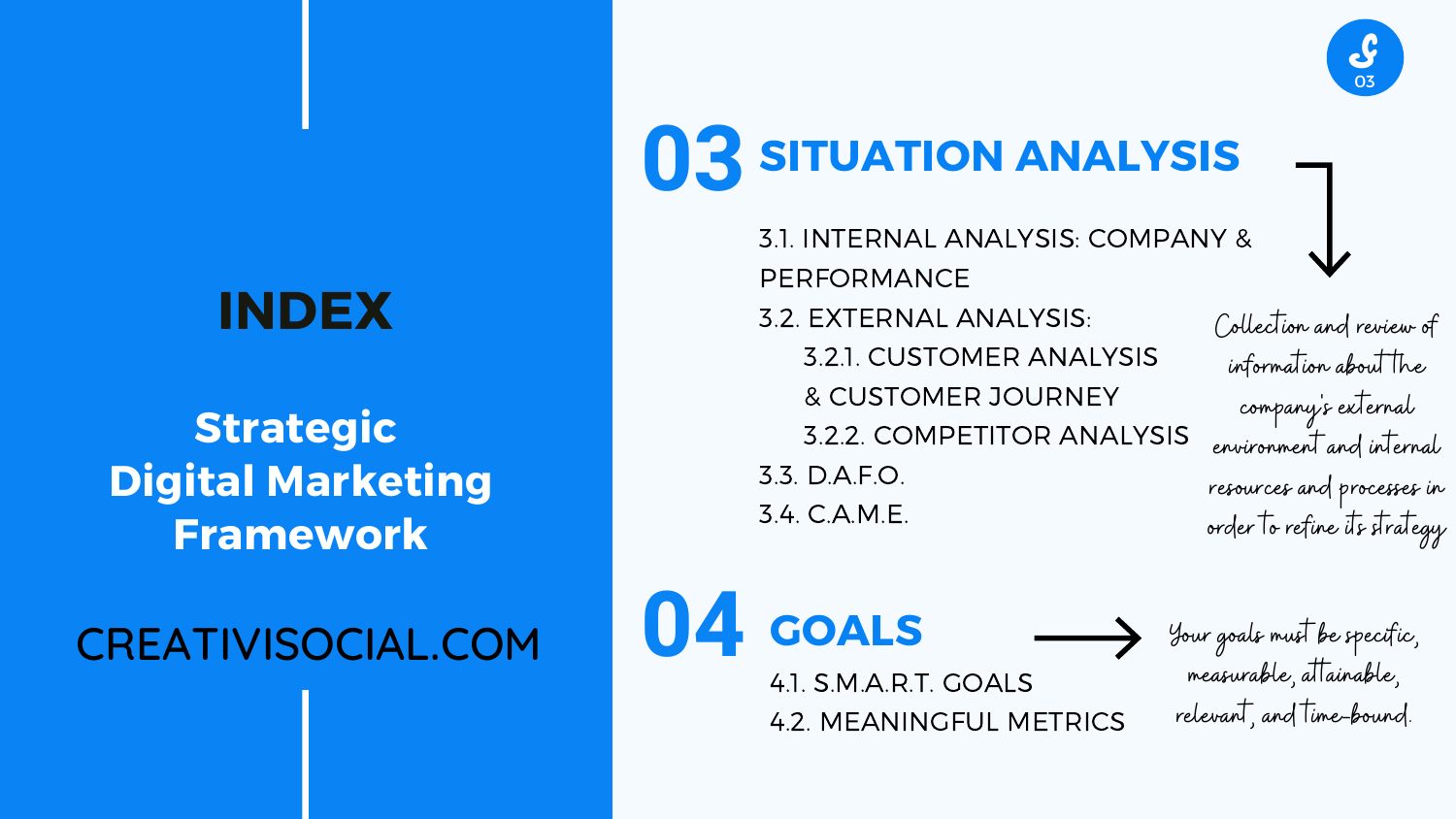# INDEX

**Strategic Digital Marketing Framework**

CREATIVISOCIAL.COM

## 03 SITUATION ANALYSIS

3.1. INTERNAL ANALYSIS: COMPANY & PERFORMANCE
3.2. EXTERNAL ANALYSIS:
- 3.2.1. CUSTOMER ANALYSIS & CUSTOMER JOURNEY
- 3.2.2. COMPETITOR ANALYSIS

3.3. D.A.F.O.
3.4. C.A.M.E.

*Collection and review of information about the company's external environment and internal resources and processes in order to refine its strategy*

## 04 GOALS

4.1. S.M.A.R.T. GOALS
4.2. MEANINGFUL METRICS

*Your goals must be specific, measurable, attainable, relevant, and time-bound.*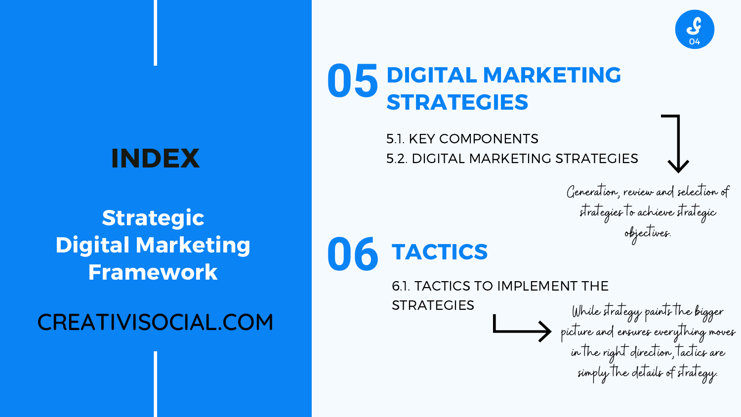# INDEX

**Strategic Digital Marketing Framework**

CREATIVISOCIAL.COM

## 05 DIGITAL MARKETING STRATEGIES

5.1. KEY COMPONENTS
5.2. DIGITAL MARKETING STRATEGIES

*Generation, review and selection of strategies to achieve strategic objectives.*

## 06 TACTICS

6.1. TACTICS TO IMPLEMENT THE STRATEGIES

*While strategy paints the bigger picture and ensures everything moves in the right direction, tactics are simply the details of strategy.*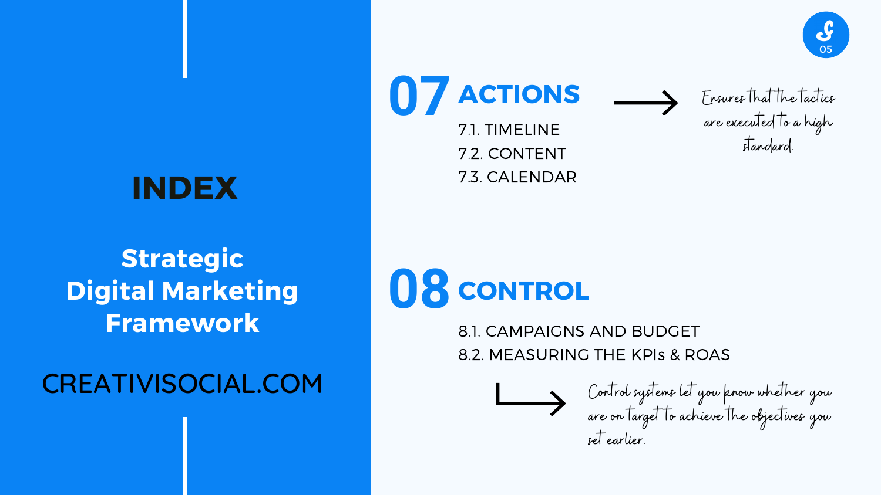# INDEX

**Strategic Digital Marketing Framework**

CREATIVISOCIAL.COM

## 07 ACTIONS

7.1. TIMELINE
7.2. CONTENT
7.3. CALENDAR

→ *Ensures that the tactics are executed to a high standard.*

## 08 CONTROL

8.1. CAMPAIGNS AND BUDGET
8.2. MEASURING THE KPIs & ROAS

→ *Control systems let you know whether you are on target to achieve the objectives you set earlier.*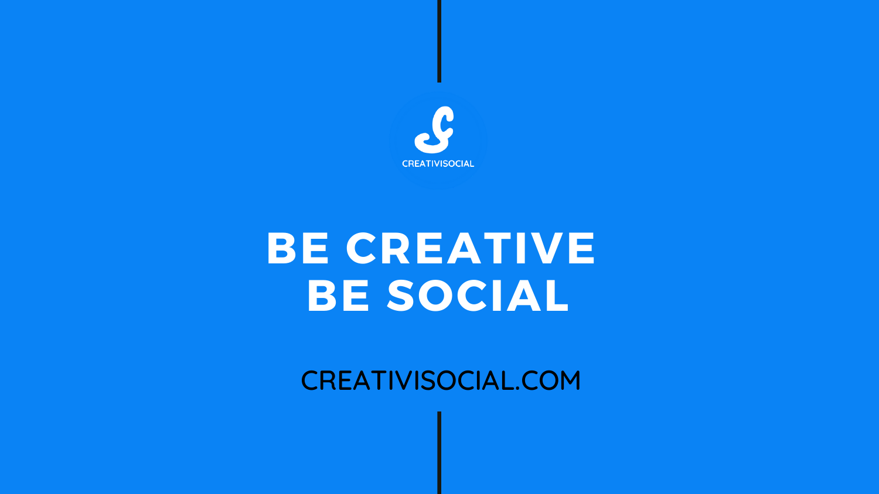CREATIVISOCIAL

# BE CREATIVE
# BE SOCIAL

CREATIVISOCIAL.COM